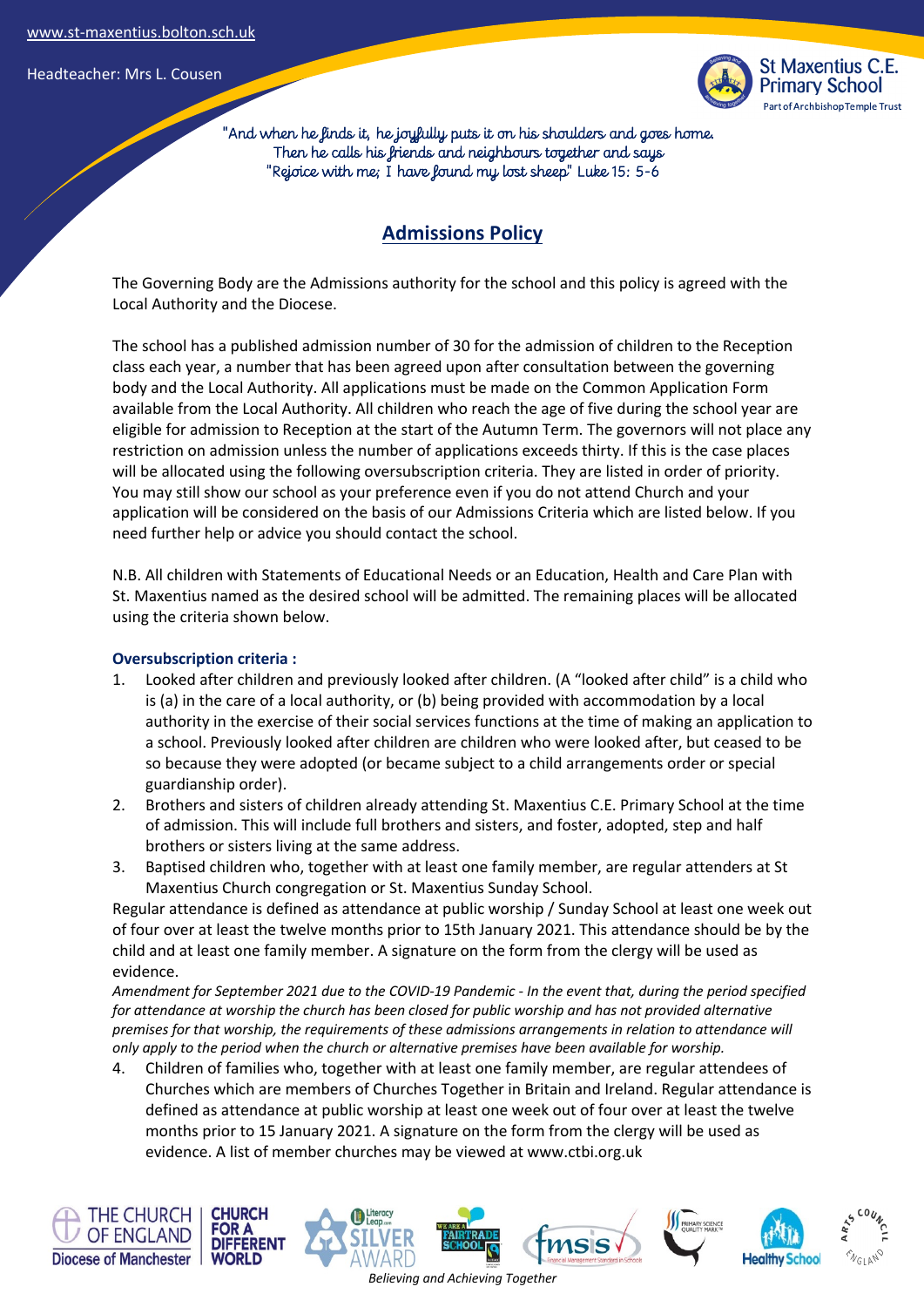www.st-maxentius.bolton.sch.uk

Headteacher: Mrs L. Cousen

St Maxentius C.E. Primary School
Part of Archbishop Temple Trust

"And when he finds it, he joyfully puts it on his shoulders and goes home. Then he calls his friends and neighbours together and says "Rejoice with me; I have found my lost sheep" Luke 15: 5-6

# Admissions Policy

The Governing Body are the Admissions authority for the school and this policy is agreed with the Local Authority and the Diocese.

The school has a published admission number of 30 for the admission of children to the Reception class each year, a number that has been agreed upon after consultation between the governing body and the Local Authority. All applications must be made on the Common Application Form available from the Local Authority. All children who reach the age of five during the school year are eligible for admission to Reception at the start of the Autumn Term. The governors will not place any restriction on admission unless the number of applications exceeds thirty. If this is the case places will be allocated using the following oversubscription criteria. They are listed in order of priority. You may still show our school as your preference even if you do not attend Church and your application will be considered on the basis of our Admissions Criteria which are listed below. If you need further help or advice you should contact the school.

N.B. All children with Statements of Educational Needs or an Education, Health and Care Plan with St. Maxentius named as the desired school will be admitted. The remaining places will be allocated using the criteria shown below.

### Oversubscription criteria :

1. Looked after children and previously looked after children. (A "looked after child" is a child who is (a) in the care of a local authority, or (b) being provided with accommodation by a local authority in the exercise of their social services functions at the time of making an application to a school. Previously looked after children are children who were looked after, but ceased to be so because they were adopted (or became subject to a child arrangements order or special guardianship order).
2. Brothers and sisters of children already attending St. Maxentius C.E. Primary School at the time of admission. This will include full brothers and sisters, and foster, adopted, step and half brothers or sisters living at the same address.
3. Baptised children who, together with at least one family member, are regular attenders at St Maxentius Church congregation or St. Maxentius Sunday School.

Regular attendance is defined as attendance at public worship / Sunday School at least one week out of four over at least the twelve months prior to 15th January 2021. This attendance should be by the child and at least one family member. A signature on the form from the clergy will be used as evidence.

*Amendment for September 2021 due to the COVID-19 Pandemic - In the event that, during the period specified for attendance at worship the church has been closed for public worship and has not provided alternative premises for that worship, the requirements of these admissions arrangements in relation to attendance will only apply to the period when the church or alternative premises have been available for worship.*

4. Children of families who, together with at least one family member, are regular attendees of Churches which are members of Churches Together in Britain and Ireland. Regular attendance is defined as attendance at public worship at least one week out of four over at least the twelve months prior to 15 January 2021. A signature on the form from the clergy will be used as evidence. A list of member churches may be viewed at www.ctbi.org.uk

*Believing and Achieving Together*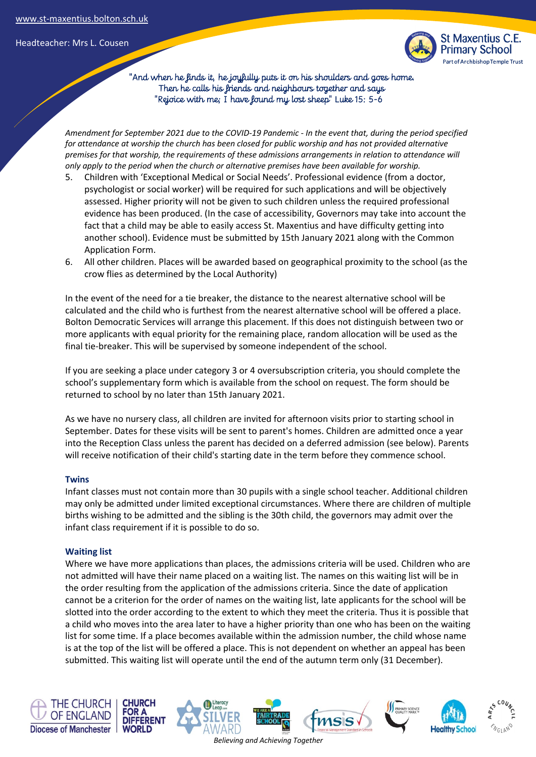"And when he finds it, he joyfully puts it on his shoulders and goes home. Then he calls his friends and neighbours together and says "Rejoice with me; I have found my lost sheep" Luke 15: 5-6

*Amendment for September 2021 due to the COVID-19 Pandemic - In the event that, during the period specified for attendance at worship the church has been closed for public worship and has not provided alternative premises for that worship, the requirements of these admissions arrangements in relation to attendance will only apply to the period when the church or alternative premises have been available for worship.*

5. Children with 'Exceptional Medical or Social Needs'. Professional evidence (from a doctor, psychologist or social worker) will be required for such applications and will be objectively assessed. Higher priority will not be given to such children unless the required professional evidence has been produced. (In the case of accessibility, Governors may take into account the fact that a child may be able to easily access St. Maxentius and have difficulty getting into another school). Evidence must be submitted by 15th January 2021 along with the Common Application Form.
6. All other children. Places will be awarded based on geographical proximity to the school (as the crow flies as determined by the Local Authority)

In the event of the need for a tie breaker, the distance to the nearest alternative school will be calculated and the child who is furthest from the nearest alternative school will be offered a place. Bolton Democratic Services will arrange this placement. If this does not distinguish between two or more applicants with equal priority for the remaining place, random allocation will be used as the final tie-breaker. This will be supervised by someone independent of the school.

If you are seeking a place under category 3 or 4 oversubscription criteria, you should complete the school's supplementary form which is available from the school on request. The form should be returned to school by no later than 15th January 2021.

As we have no nursery class, all children are invited for afternoon visits prior to starting school in September. Dates for these visits will be sent to parent's homes. Children are admitted once a year into the Reception Class unless the parent has decided on a deferred admission (see below). Parents will receive notification of their child's starting date in the term before they commence school.

### Twins

Infant classes must not contain more than 30 pupils with a single school teacher. Additional children may only be admitted under limited exceptional circumstances. Where there are children of multiple births wishing to be admitted and the sibling is the 30th child, the governors may admit over the infant class requirement if it is possible to do so.

### Waiting list

Where we have more applications than places, the admissions criteria will be used. Children who are not admitted will have their name placed on a waiting list. The names on this waiting list will be in the order resulting from the application of the admissions criteria. Since the date of application cannot be a criterion for the order of names on the waiting list, late applicants for the school will be slotted into the order according to the extent to which they meet the criteria. Thus it is possible that a child who moves into the area later to have a higher priority than one who has been on the waiting list for some time. If a place becomes available within the admission number, the child whose name is at the top of the list will be offered a place. This is not dependent on whether an appeal has been submitted. This waiting list will operate until the end of the autumn term only (31 December).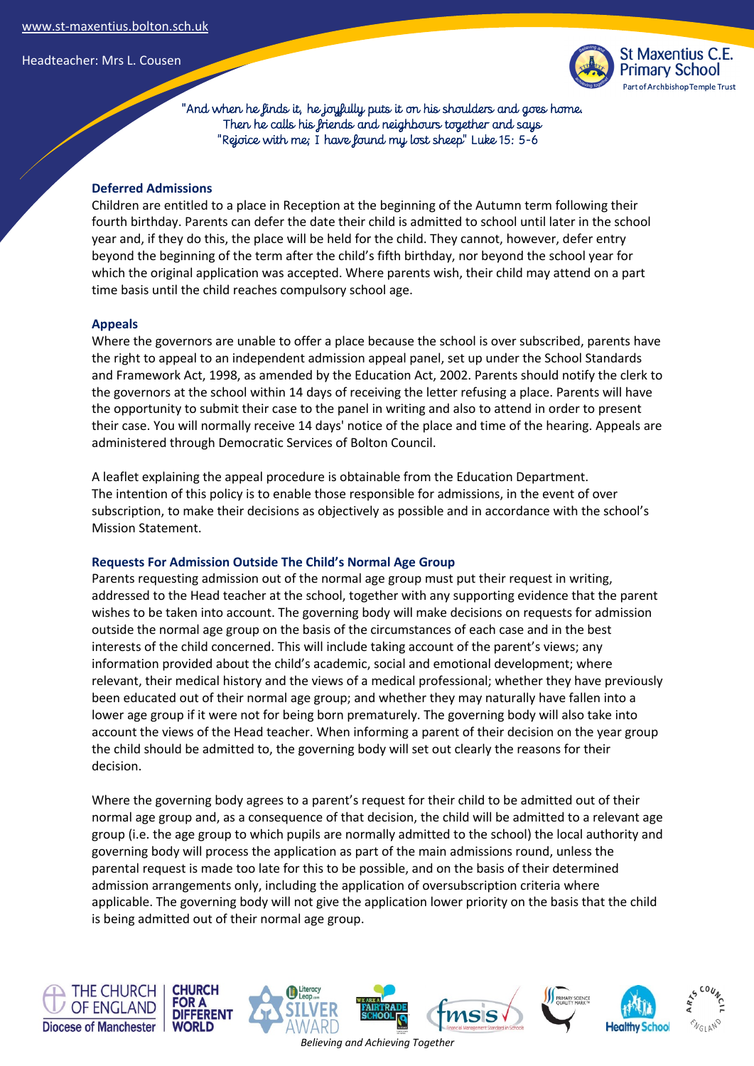### Deferred Admissions

Children are entitled to a place in Reception at the beginning of the Autumn term following their fourth birthday. Parents can defer the date their child is admitted to school until later in the school year and, if they do this, the place will be held for the child. They cannot, however, defer entry beyond the beginning of the term after the child's fifth birthday, nor beyond the school year for which the original application was accepted. Where parents wish, their child may attend on a part time basis until the child reaches compulsory school age.

### Appeals

Where the governors are unable to offer a place because the school is over subscribed, parents have the right to appeal to an independent admission appeal panel, set up under the School Standards and Framework Act, 1998, as amended by the Education Act, 2002. Parents should notify the clerk to the governors at the school within 14 days of receiving the letter refusing a place. Parents will have the opportunity to submit their case to the panel in writing and also to attend in order to present their case. You will normally receive 14 days' notice of the place and time of the hearing. Appeals are administered through Democratic Services of Bolton Council.

A leaflet explaining the appeal procedure is obtainable from the Education Department. The intention of this policy is to enable those responsible for admissions, in the event of over subscription, to make their decisions as objectively as possible and in accordance with the school's Mission Statement.

### Requests For Admission Outside The Child's Normal Age Group

Parents requesting admission out of the normal age group must put their request in writing, addressed to the Head teacher at the school, together with any supporting evidence that the parent wishes to be taken into account. The governing body will make decisions on requests for admission outside the normal age group on the basis of the circumstances of each case and in the best interests of the child concerned. This will include taking account of the parent's views; any information provided about the child's academic, social and emotional development; where relevant, their medical history and the views of a medical professional; whether they have previously been educated out of their normal age group; and whether they may naturally have fallen into a lower age group if it were not for being born prematurely. The governing body will also take into account the views of the Head teacher. When informing a parent of their decision on the year group the child should be admitted to, the governing body will set out clearly the reasons for their decision.

Where the governing body agrees to a parent's request for their child to be admitted out of their normal age group and, as a consequence of that decision, the child will be admitted to a relevant age group (i.e. the age group to which pupils are normally admitted to the school) the local authority and governing body will process the application as part of the main admissions round, unless the parental request is made too late for this to be possible, and on the basis of their determined admission arrangements only, including the application of oversubscription criteria where applicable. The governing body will not give the application lower priority on the basis that the child is being admitted out of their normal age group.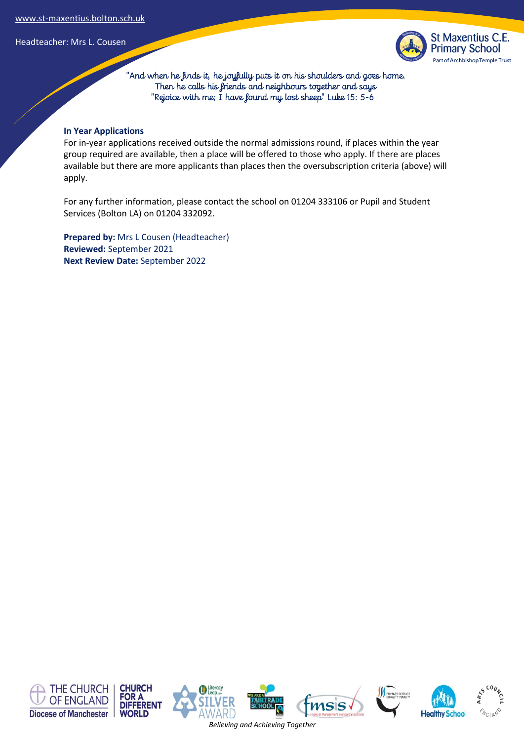## In Year Applications

For in-year applications received outside the normal admissions round, if places within the year group required are available, then a place will be offered to those who apply. If there are places available but there are more applicants than places then the oversubscription criteria (above) will apply.

For any further information, please contact the school on 01204 333106 or Pupil and Student Services (Bolton LA) on 01204 332092.

**Prepared by:** Mrs L Cousen (Headteacher)
**Reviewed:** September 2021
**Next Review Date:** September 2022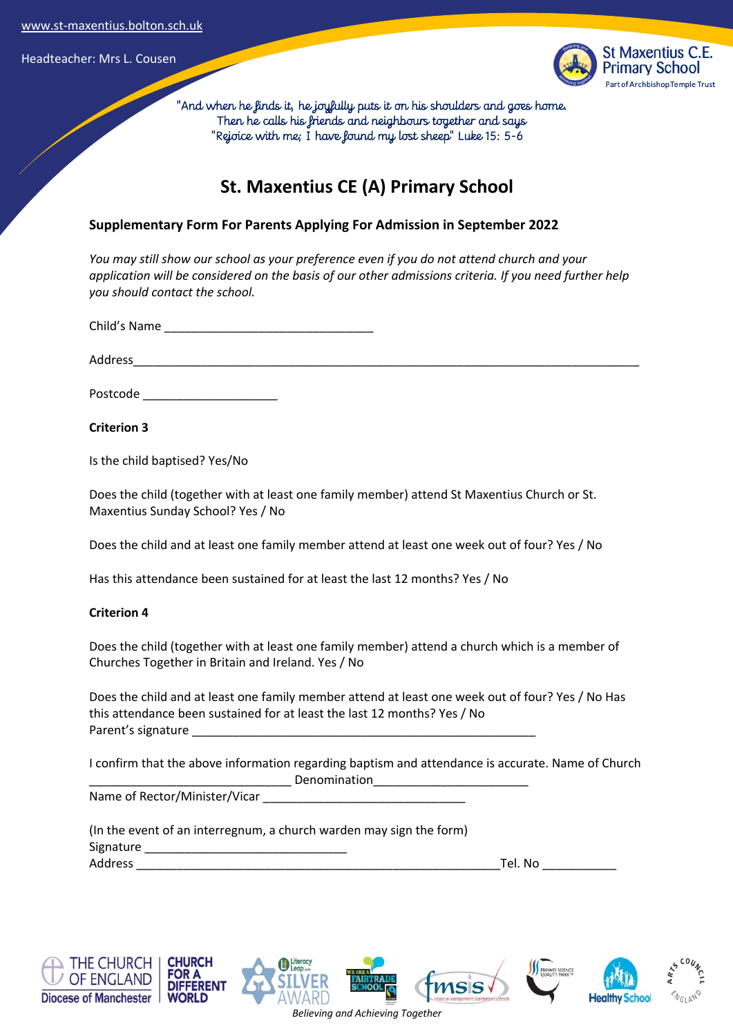www.st-maxentius.bolton.sch.uk

Headteacher: Mrs L. Cousen

St Maxentius C.E. Primary School
Part of Archbishop Temple Trust

"And when he finds it, he joyfully puts it on his shoulders and goes home. Then he calls his friends and neighbours together and says "Rejoice with me; I have found my lost sheep" Luke 15: 5-6

# St. Maxentius CE (A) Primary School

**Supplementary Form For Parents Applying For Admission in September 2022**

*You may still show our school as your preference even if you do not attend church and your application will be considered on the basis of our other admissions criteria. If you need further help you should contact the school.*

Child's Name ________________________________

Address_____________________________________________________________________________

Postcode ____________________

**Criterion 3**

Is the child baptised? Yes/No

Does the child (together with at least one family member) attend St Maxentius Church or St. Maxentius Sunday School? Yes / No

Does the child and at least one family member attend at least one week out of four? Yes / No

Has this attendance been sustained for at least the last 12 months? Yes / No

**Criterion 4**

Does the child (together with at least one family member) attend a church which is a member of Churches Together in Britain and Ireland. Yes / No

Does the child and at least one family member attend at least one week out of four? Yes / No Has this attendance been sustained for at least the last 12 months? Yes / No
Parent's signature ____________________________________________________

I confirm that the above information regarding baptism and attendance is accurate. Name of Church ______________________________ Denomination_______________________
Name of Rector/Minister/Vicar ______________________________

(In the event of an interregnum, a church warden may sign the form)
Signature ______________________________
Address ______________________________________________________Tel. No ___________

*Believing and Achieving Together*